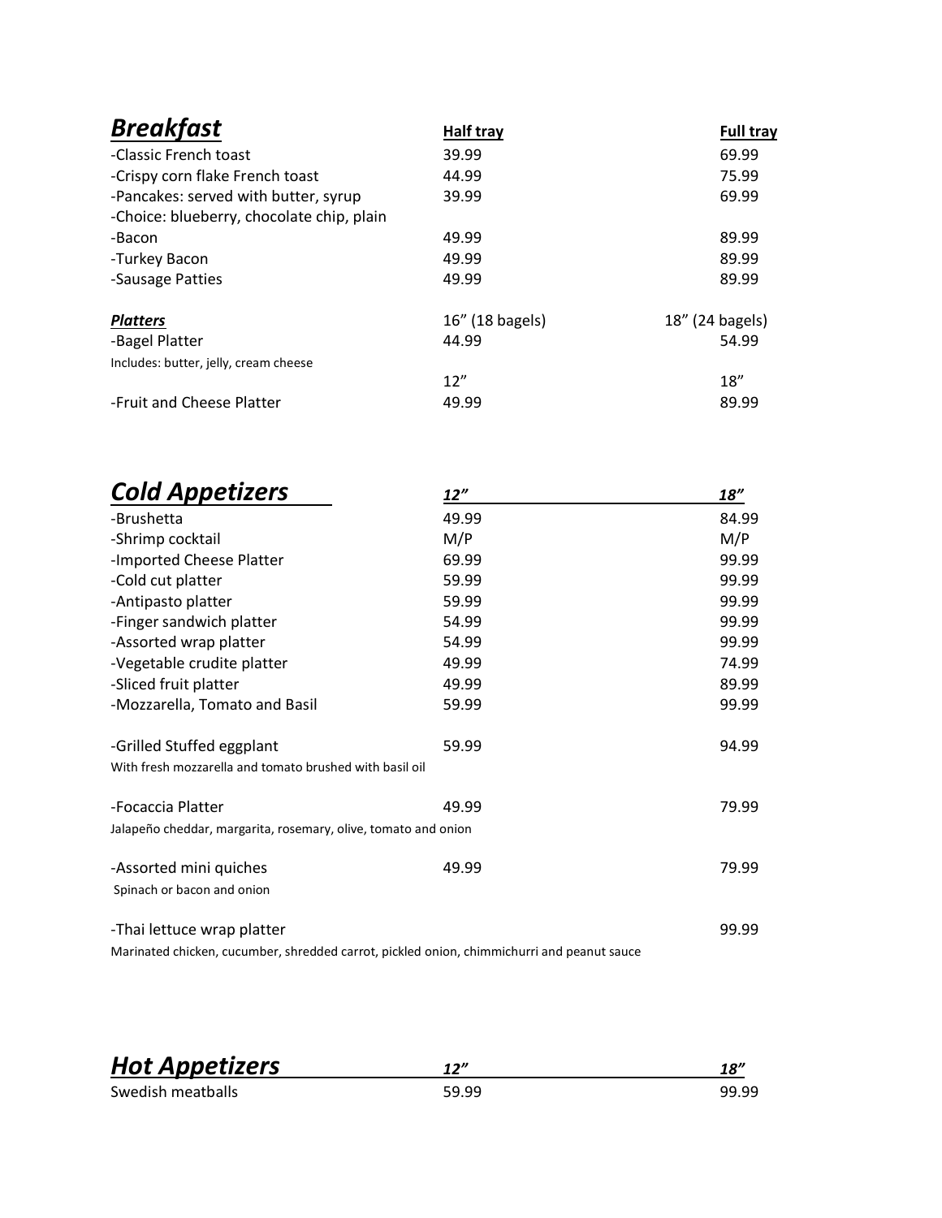| ***Breakfast*** | **Half tray** | **Full tray** |
|---|---|---|
| -Classic French toast | 39.99 | 69.99 |
| -Crispy corn flake French toast | 44.99 | 75.99 |
| -Pancakes: served with butter, syrup | 39.99 | 69.99 |
| -Choice: blueberry, chocolate chip, plain | | |
| -Bacon | 49.99 | 89.99 |
| -Turkey Bacon | 49.99 | 89.99 |
| -Sausage Patties | 49.99 | 89.99 |

| ***Platters*** | 16" (18 bagels) | 18" (24 bagels) |
|---|---|---|
| -Bagel Platter | 44.99 | 54.99 |
| Includes: butter, jelly, cream cheese | | |
| | 12" | 18" |
| -Fruit and Cheese Platter | 49.99 | 89.99 |

| ***Cold Appetizers*** | ***12"*** | ***18"*** |
|---|---|---|
| -Brushetta | 49.99 | 84.99 |
| -Shrimp cocktail | M/P | M/P |
| -Imported Cheese Platter | 69.99 | 99.99 |
| -Cold cut platter | 59.99 | 99.99 |
| -Antipasto platter | 59.99 | 99.99 |
| -Finger sandwich platter | 54.99 | 99.99 |
| -Assorted wrap platter | 54.99 | 99.99 |
| -Vegetable crudite platter | 49.99 | 74.99 |
| -Sliced fruit platter | 49.99 | 89.99 |
| -Mozzarella, Tomato and Basil | 59.99 | 99.99 |
| -Grilled Stuffed eggplant | 59.99 | 94.99 |
| With fresh mozzarella and tomato brushed with basil oil | | |
| -Focaccia Platter | 49.99 | 79.99 |
| Jalapeño cheddar, margarita, rosemary, olive, tomato and onion | | |
| -Assorted mini quiches | 49.99 | 79.99 |
| Spinach or bacon and onion | | |
| -Thai lettuce wrap platter | | 99.99 |
| Marinated chicken, cucumber, shredded carrot, pickled onion, chimmichurri and peanut sauce | | |

| ***Hot Appetizers*** | ***12"*** | ***18"*** |
|---|---|---|
| Swedish meatballs | 59.99 | 99.99 |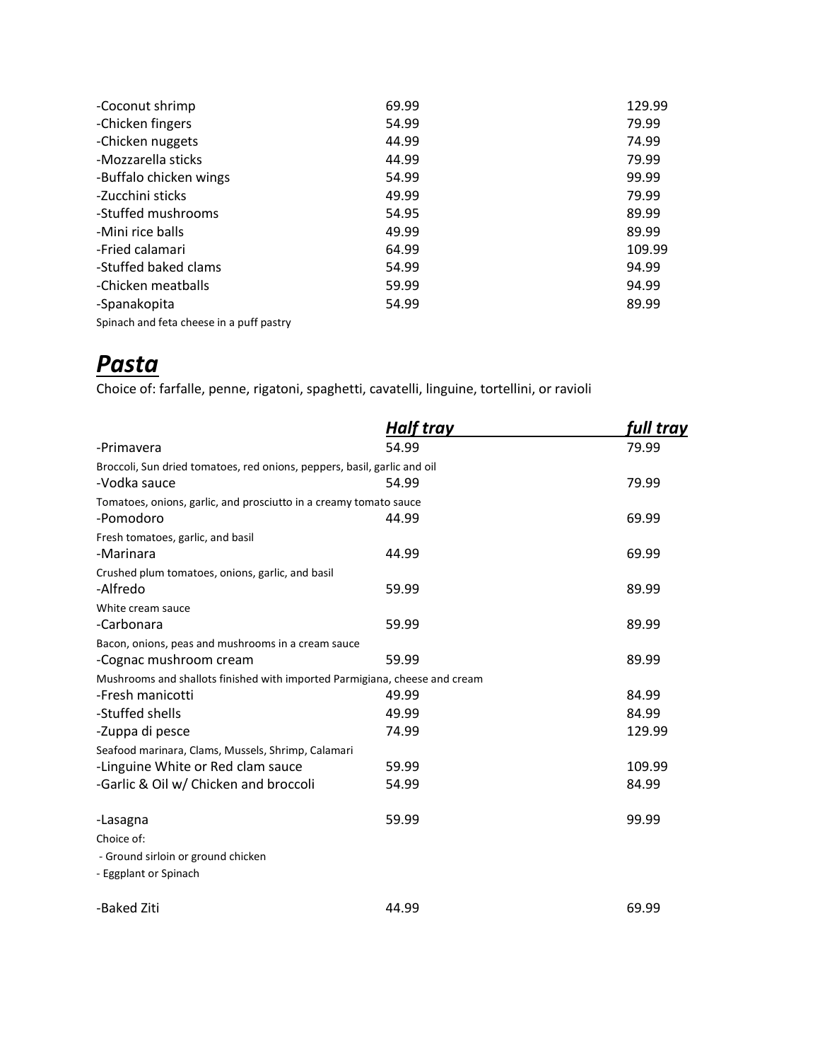| | | |
|---|---|---|
| -Coconut shrimp | 69.99 | 129.99 |
| -Chicken fingers | 54.99 | 79.99 |
| -Chicken nuggets | 44.99 | 74.99 |
| -Mozzarella sticks | 44.99 | 79.99 |
| -Buffalo chicken wings | 54.99 | 99.99 |
| -Zucchini sticks | 49.99 | 79.99 |
| -Stuffed mushrooms | 54.95 | 89.99 |
| -Mini rice balls | 49.99 | 89.99 |
| -Fried calamari | 64.99 | 109.99 |
| -Stuffed baked clams | 54.99 | 94.99 |
| -Chicken meatballs | 59.99 | 94.99 |
| -Spanakopita<br>Spinach and feta cheese in a puff pastry | 54.99 | 89.99 |

# ***Pasta***

Choice of: farfalle, penne, rigatoni, spaghetti, cavatelli, linguine, tortellini, or ravioli

| | ***Half tray*** | ***full tray*** |
|---|---|---|
| -Primavera<br>Broccoli, Sun dried tomatoes, red onions, peppers, basil, garlic and oil | 54.99 | 79.99 |
| -Vodka sauce<br>Tomatoes, onions, garlic, and prosciutto in a creamy tomato sauce | 54.99 | 79.99 |
| -Pomodoro<br>Fresh tomatoes, garlic, and basil | 44.99 | 69.99 |
| -Marinara<br>Crushed plum tomatoes, onions, garlic, and basil | 44.99 | 69.99 |
| -Alfredo<br>White cream sauce | 59.99 | 89.99 |
| -Carbonara<br>Bacon, onions, peas and mushrooms in a cream sauce | 59.99 | 89.99 |
| -Cognac mushroom cream<br>Mushrooms and shallots finished with imported Parmigiana, cheese and cream | 59.99 | 89.99 |
| -Fresh manicotti | 49.99 | 84.99 |
| -Stuffed shells | 49.99 | 84.99 |
| -Zuppa di pesce<br>Seafood marinara, Clams, Mussels, Shrimp, Calamari | 74.99 | 129.99 |
| -Linguine White or Red clam sauce | 59.99 | 109.99 |
| -Garlic & Oil w/ Chicken and broccoli | 54.99 | 84.99 |
| -Lasagna<br>Choice of:<br>- Ground sirloin or ground chicken<br>- Eggplant or Spinach | 59.99 | 99.99 |
| -Baked Ziti | 44.99 | 69.99 |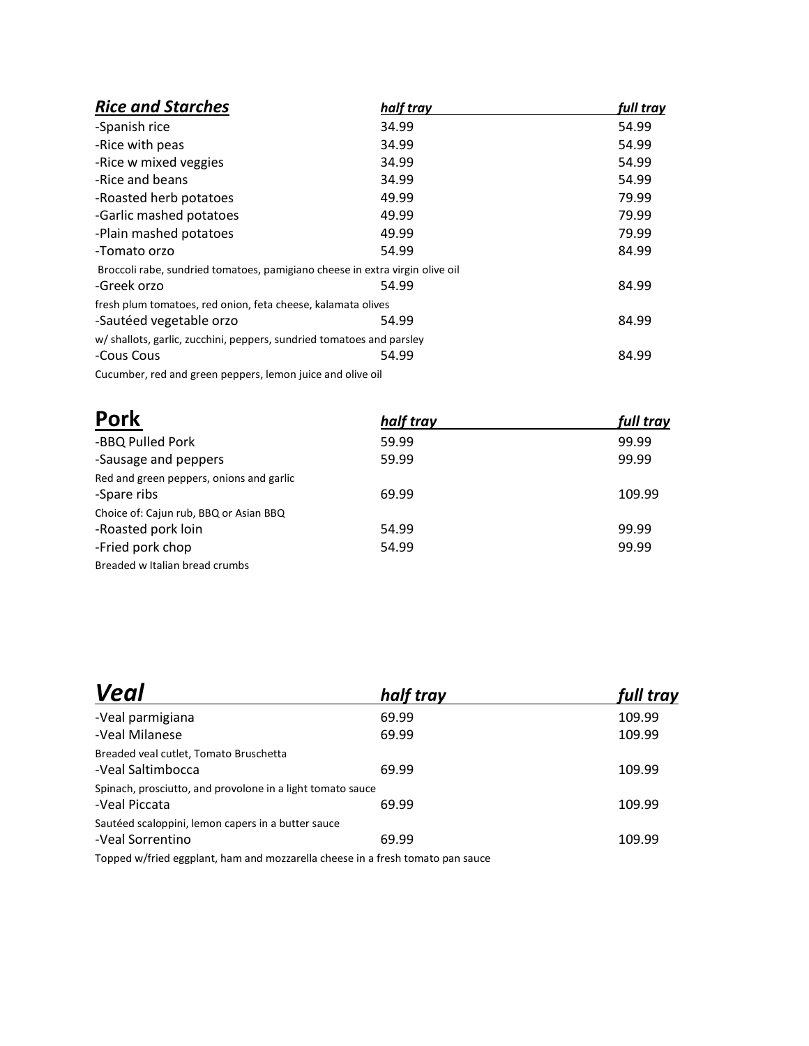| *Rice and Starches* | *half tray* | *full tray* |
|---|---|---|
| -Spanish rice | 34.99 | 54.99 |
| -Rice with peas | 34.99 | 54.99 |
| -Rice w mixed veggies | 34.99 | 54.99 |
| -Rice and beans | 34.99 | 54.99 |
| -Roasted herb potatoes | 49.99 | 79.99 |
| -Garlic mashed potatoes | 49.99 | 79.99 |
| -Plain mashed potatoes | 49.99 | 79.99 |
| -Tomato orzo | 54.99 | 84.99 |
| Broccoli rabe, sundried tomatoes, pamigiano cheese in extra virgin olive oil | | |
| -Greek orzo | 54.99 | 84.99 |
| fresh plum tomatoes, red onion, feta cheese, kalamata olives | | |
| -Sautéed vegetable orzo | 54.99 | 84.99 |
| w/ shallots, garlic, zucchini, peppers, sundried tomatoes and parsley | | |
| -Cous Cous | 54.99 | 84.99 |
| Cucumber, red and green peppers, lemon juice and olive oil | | |

| **Pork** | *half tray* | *full tray* |
|---|---|---|
| -BBQ Pulled Pork | 59.99 | 99.99 |
| -Sausage and peppers | 59.99 | 99.99 |
| Red and green peppers, onions and garlic | | |
| -Spare ribs | 69.99 | 109.99 |
| Choice of: Cajun rub, BBQ or Asian BBQ | | |
| -Roasted pork loin | 54.99 | 99.99 |
| -Fried pork chop | 54.99 | 99.99 |
| Breaded w Italian bread crumbs | | |

| *Veal* | *half tray* | *full tray* |
|---|---|---|
| -Veal parmigiana | 69.99 | 109.99 |
| -Veal Milanese | 69.99 | 109.99 |
| Breaded veal cutlet, Tomato Bruschetta | | |
| -Veal Saltimbocca | 69.99 | 109.99 |
| Spinach, prosciutto, and provolone in a light tomato sauce | | |
| -Veal Piccata | 69.99 | 109.99 |
| Sautéed scaloppini, lemon capers in a butter sauce | | |
| -Veal Sorrentino | 69.99 | 109.99 |
| Topped w/fried eggplant, ham and mozzarella cheese in a fresh tomato pan sauce | | |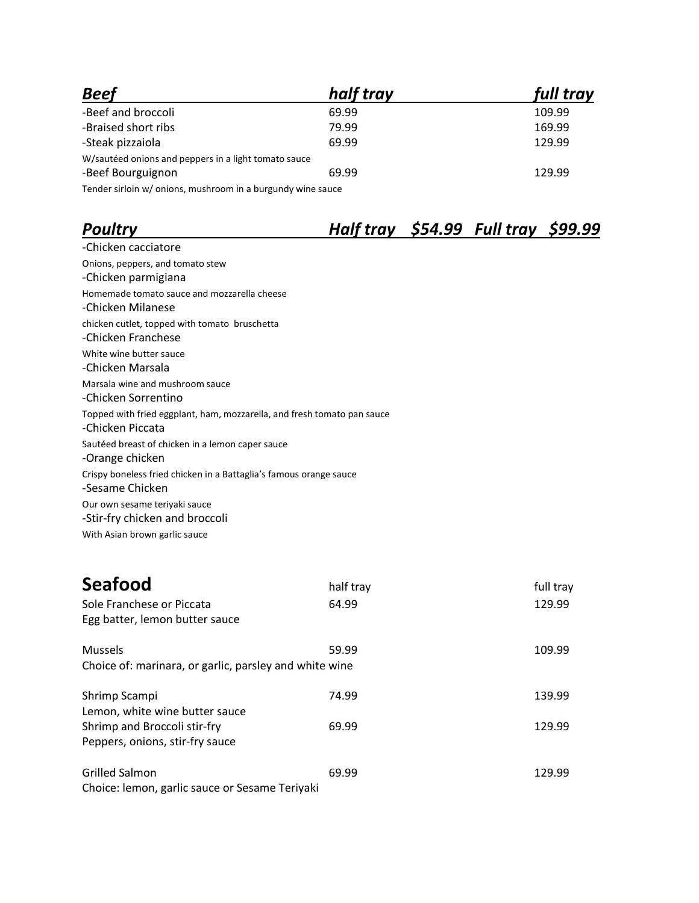| ***Beef*** | ***half tray*** | ***full tray*** |
| --- | --- | --- |
| -Beef and broccoli | 69.99 | 109.99 |
| -Braised short ribs | 79.99 | 169.99 |
| -Steak pizzaiola<br>W/sautéed onions and peppers in a light tomato sauce | 69.99 | 129.99 |
| -Beef Bourguignon<br>Tender sirloin w/ onions, mushroom in a burgundy wine sauce | 69.99 | 129.99 |

## ***Poultry*** ***Half tray $54.99 Full tray $99.99***

-Chicken cacciatore
Onions, peppers, and tomato stew

-Chicken parmigiana
Homemade tomato sauce and mozzarella cheese

-Chicken Milanese
chicken cutlet, topped with tomato bruschetta

-Chicken Franchese
White wine butter sauce

-Chicken Marsala
Marsala wine and mushroom sauce

-Chicken Sorrentino
Topped with fried eggplant, ham, mozzarella, and fresh tomato pan sauce

-Chicken Piccata
Sautéed breast of chicken in a lemon caper sauce

-Orange chicken
Crispy boneless fried chicken in a Battaglia's famous orange sauce

-Sesame Chicken
Our own sesame teriyaki sauce

-Stir-fry chicken and broccoli
With Asian brown garlic sauce

| **Seafood** | half tray | full tray |
| --- | --- | --- |
| Sole Franchese or Piccata<br>Egg batter, lemon butter sauce | 64.99 | 129.99 |
| Mussels<br>Choice of: marinara, or garlic, parsley and white wine | 59.99 | 109.99 |
| Shrimp Scampi<br>Lemon, white wine butter sauce | 74.99 | 139.99 |
| Shrimp and Broccoli stir-fry<br>Peppers, onions, stir-fry sauce | 69.99 | 129.99 |
| Grilled Salmon<br>Choice: lemon, garlic sauce or Sesame Teriyaki | 69.99 | 129.99 |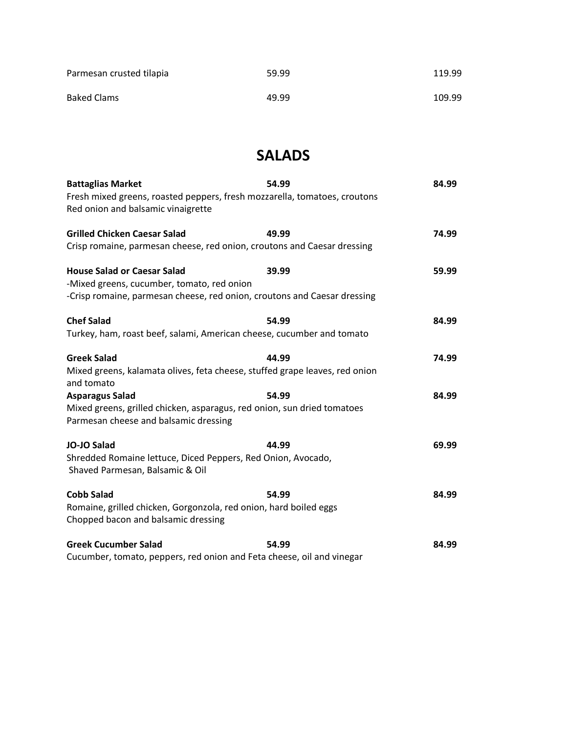| | | |
|---|---|---|
| Parmesan crusted tilapia | 59.99 | 119.99 |
| Baked Clams | 49.99 | 109.99 |

## SALADS

**Battaglias Market** **54.99** **84.99**
Fresh mixed greens, roasted peppers, fresh mozzarella, tomatoes, croutons
Red onion and balsamic vinaigrette

**Grilled Chicken Caesar Salad** **49.99** **74.99**
Crisp romaine, parmesan cheese, red onion, croutons and Caesar dressing

**House Salad or Caesar Salad** **39.99** **59.99**
-Mixed greens, cucumber, tomato, red onion
-Crisp romaine, parmesan cheese, red onion, croutons and Caesar dressing

**Chef Salad** **54.99** **84.99**
Turkey, ham, roast beef, salami, American cheese, cucumber and tomato

**Greek Salad** **44.99** **74.99**
Mixed greens, kalamata olives, feta cheese, stuffed grape leaves, red onion and tomato

**Asparagus Salad** **54.99** **84.99**
Mixed greens, grilled chicken, asparagus, red onion, sun dried tomatoes
Parmesan cheese and balsamic dressing

**JO-JO Salad** **44.99** **69.99**
Shredded Romaine lettuce, Diced Peppers, Red Onion, Avocado,
Shaved Parmesan, Balsamic & Oil

**Cobb Salad** **54.99** **84.99**
Romaine, grilled chicken, Gorgonzola, red onion, hard boiled eggs
Chopped bacon and balsamic dressing

**Greek Cucumber Salad** **54.99** **84.99**
Cucumber, tomato, peppers, red onion and Feta cheese, oil and vinegar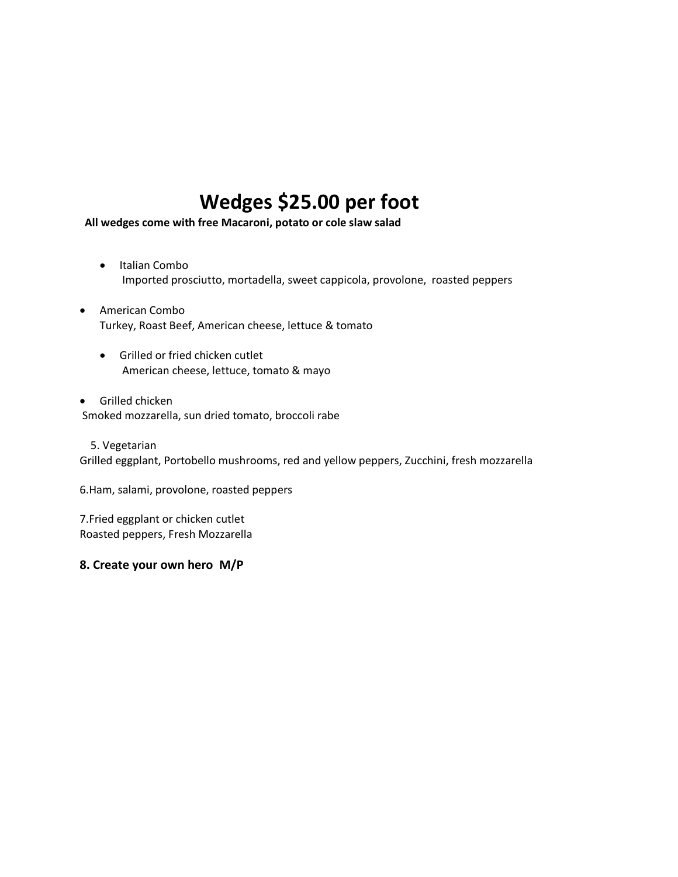# Wedges $25.00 per foot

**All wedges come with free Macaroni, potato or cole slaw salad**

- Italian Combo
  Imported prosciutto, mortadella, sweet cappicola, provolone, roasted peppers

- American Combo
  Turkey, Roast Beef, American cheese, lettuce & tomato

- Grilled or fried chicken cutlet
  American cheese, lettuce, tomato & mayo

- Grilled chicken
  Smoked mozzarella, sun dried tomato, broccoli rabe

5. Vegetarian
Grilled eggplant, Portobello mushrooms, red and yellow peppers, Zucchini, fresh mozzarella

6.Ham, salami, provolone, roasted peppers

7.Fried eggplant or chicken cutlet
Roasted peppers, Fresh Mozzarella

**8. Create your own hero M/P**